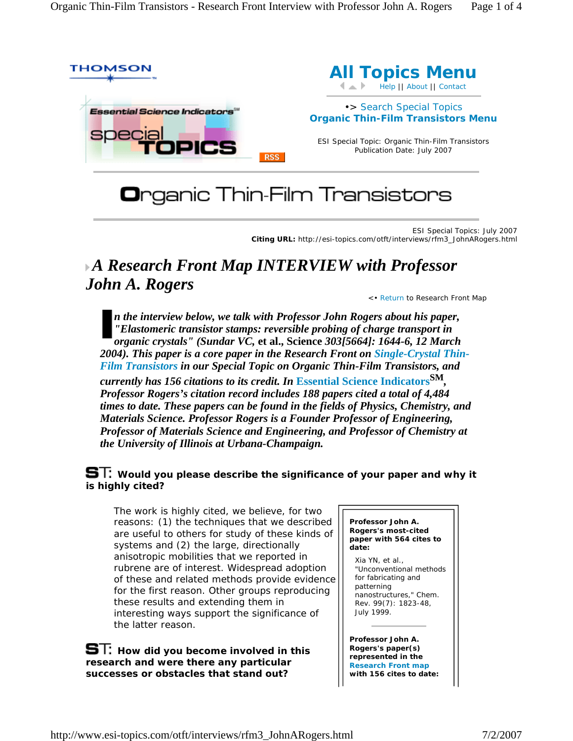THOMSON

Essential Science Indicators[SM] special TOPICS

RSS

# All Topics Menu

Help || About || Contact

•> Search Special Topics
**Organic Thin-Film Transistors Menu**

ESI Special Topic: Organic Thin-Film Transistors
Publication Date: July 2007

# Organic Thin-Film Transistors

ESI Special Topics: July 2007
**Citing URL:** http://esi-topics.com/otft/interviews/rfm3_JohnARogers.html

## *A Research Front Map INTERVIEW with Professor John A. Rogers*

<• Return to Research Front Map

***In the interview below, we talk with Professor John Rogers about his paper, "Elastomeric transistor stamps: reversible probing of charge transport in organic crystals" (Sundar VC, et al., Science 303[5664]: 1644-6, 12 March 2004). This paper is a core paper in the Research Front on Single-Crystal Thin-Film Transistors in our Special Topic on Organic Thin-Film Transistors, and currently has 156 citations to its credit. In Essential Science Indicators[SM], Professor Rogers's citation record includes 188 papers cited a total of 4,484 times to date. These papers can be found in the fields of Physics, Chemistry, and Materials Science. Professor Rogers is a Founder Professor of Engineering, Professor of Materials Science and Engineering, and Professor of Chemistry at the University of Illinois at Urbana-Champaign.***

**ST: Would you please describe the significance of your paper and why it is highly cited?**

The work is highly cited, we believe, for two reasons: (1) the techniques that we described are useful to others for study of these kinds of systems and (2) the large, directionally anisotropic mobilities that we reported in rubrene are of interest. Widespread adoption of these and related methods provide evidence for the first reason. Other groups reproducing these results and extending them in interesting ways support the significance of the latter reason.

**Professor John A. Rogers's most-cited paper with 564 cites to date:**

Xia YN, et al., "Unconventional methods for fabricating and patterning nanostructures," Chem. Rev. 99(7): 1823-48, July 1999.

**Professor John A. Rogers's paper(s) represented in the Research Front map with 156 cites to date:**

**ST: How did you become involved in this research and were there any particular successes or obstacles that stand out?**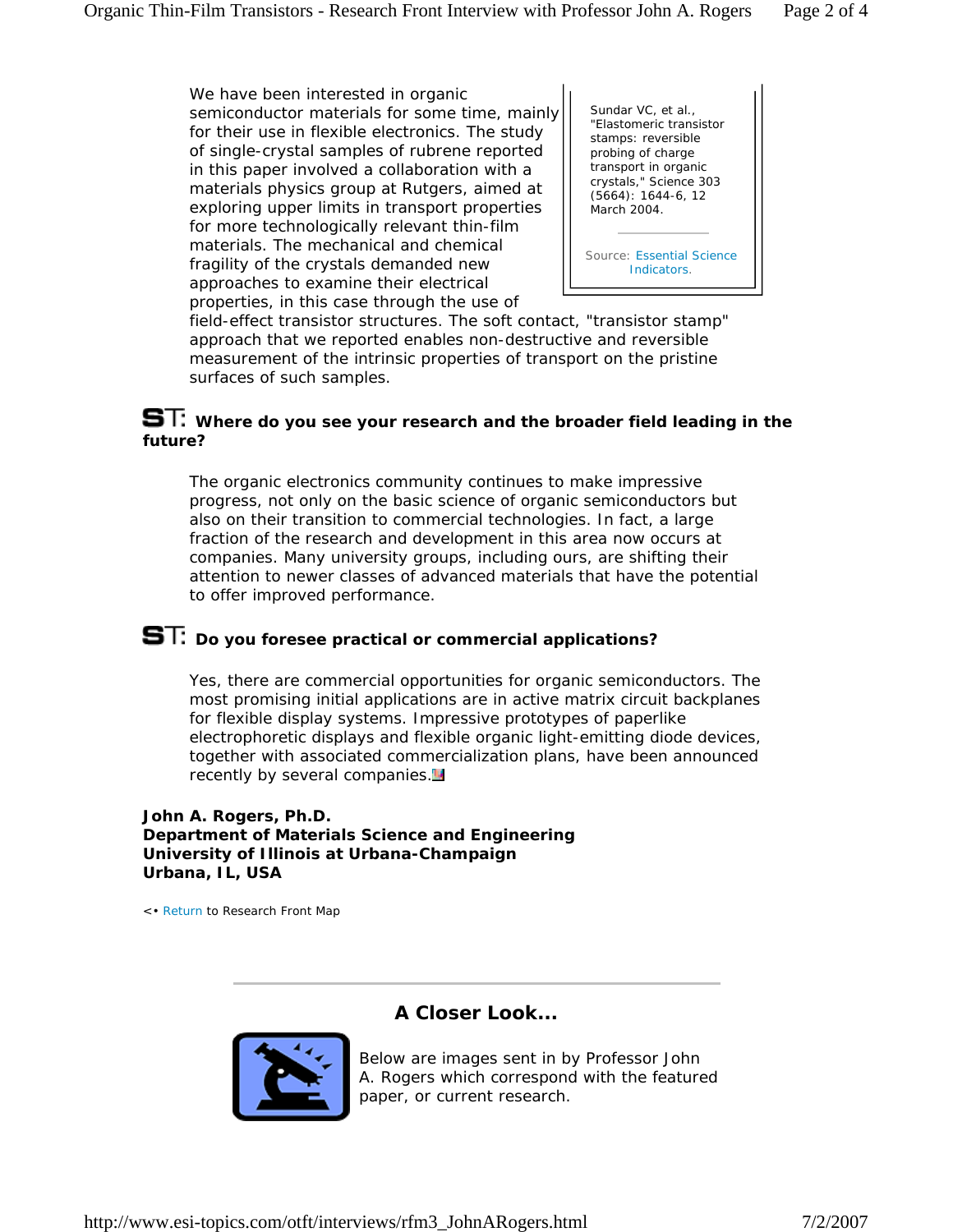We have been interested in organic semiconductor materials for some time, mainly for their use in flexible electronics. The study of single-crystal samples of rubrene reported in this paper involved a collaboration with a materials physics group at Rutgers, aimed at exploring upper limits in transport properties for more technologically relevant thin-film materials. The mechanical and chemical fragility of the crystals demanded new approaches to examine their electrical properties, in this case through the use of field-effect transistor structures. The soft contact, "transistor stamp" approach that we reported enables non-destructive and reversible measurement of the intrinsic properties of transport on the pristine surfaces of such samples.

> Sundar VC, et al., "Elastomeric transistor stamps: reversible probing of charge transport in organic crystals," Science 303 (5664): 1644-6, 12 March 2004.
>
> Source: Essential Science Indicators.

**ST: Where do you see your research and the broader field leading in the future?**

The organic electronics community continues to make impressive progress, not only on the basic science of organic semiconductors but also on their transition to commercial technologies. In fact, a large fraction of the research and development in this area now occurs at companies. Many university groups, including ours, are shifting their attention to newer classes of advanced materials that have the potential to offer improved performance.

**ST: Do you foresee practical or commercial applications?**

Yes, there are commercial opportunities for organic semiconductors. The most promising initial applications are in active matrix circuit backplanes for flexible display systems. Impressive prototypes of paperlike electrophoretic displays and flexible organic light-emitting diode devices, together with associated commercialization plans, have been announced recently by several companies.

**John A. Rogers, Ph.D.**
**Department of Materials Science and Engineering**
**University of Illinois at Urbana-Champaign**
**Urbana, IL, USA**

<• Return to Research Front Map

---

## A Closer Look...

Below are images sent in by Professor John A. Rogers which correspond with the featured paper, or current research.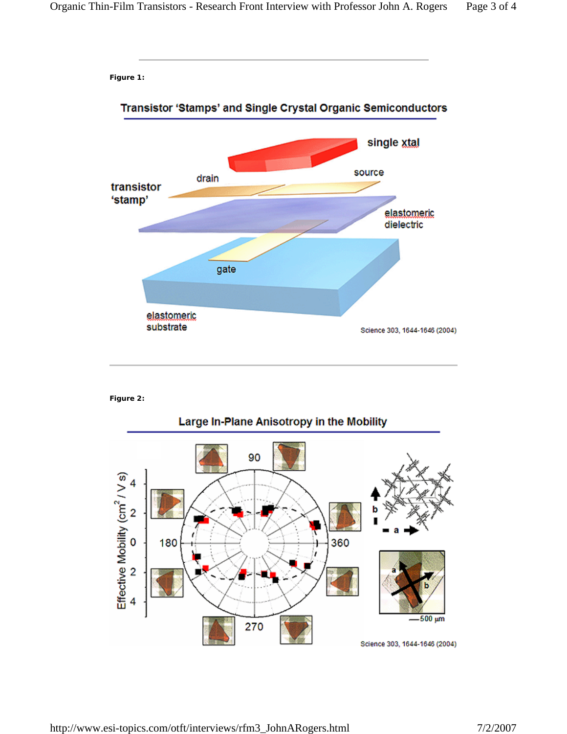**Figure 1:**

**Transistor 'Stamps' and Single Crystal Organic Semiconductors**

single xtal

drain

source

transistor 'stamp'

elastomeric dielectric

gate

elastomeric substrate

Science 303, 1644-1646 (2004)

**Figure 2:**

**Large In-Plane Anisotropy in the Mobility**

Effective Mobility ($cm^2$ / V s)

Science 303, 1644-1646 (2004)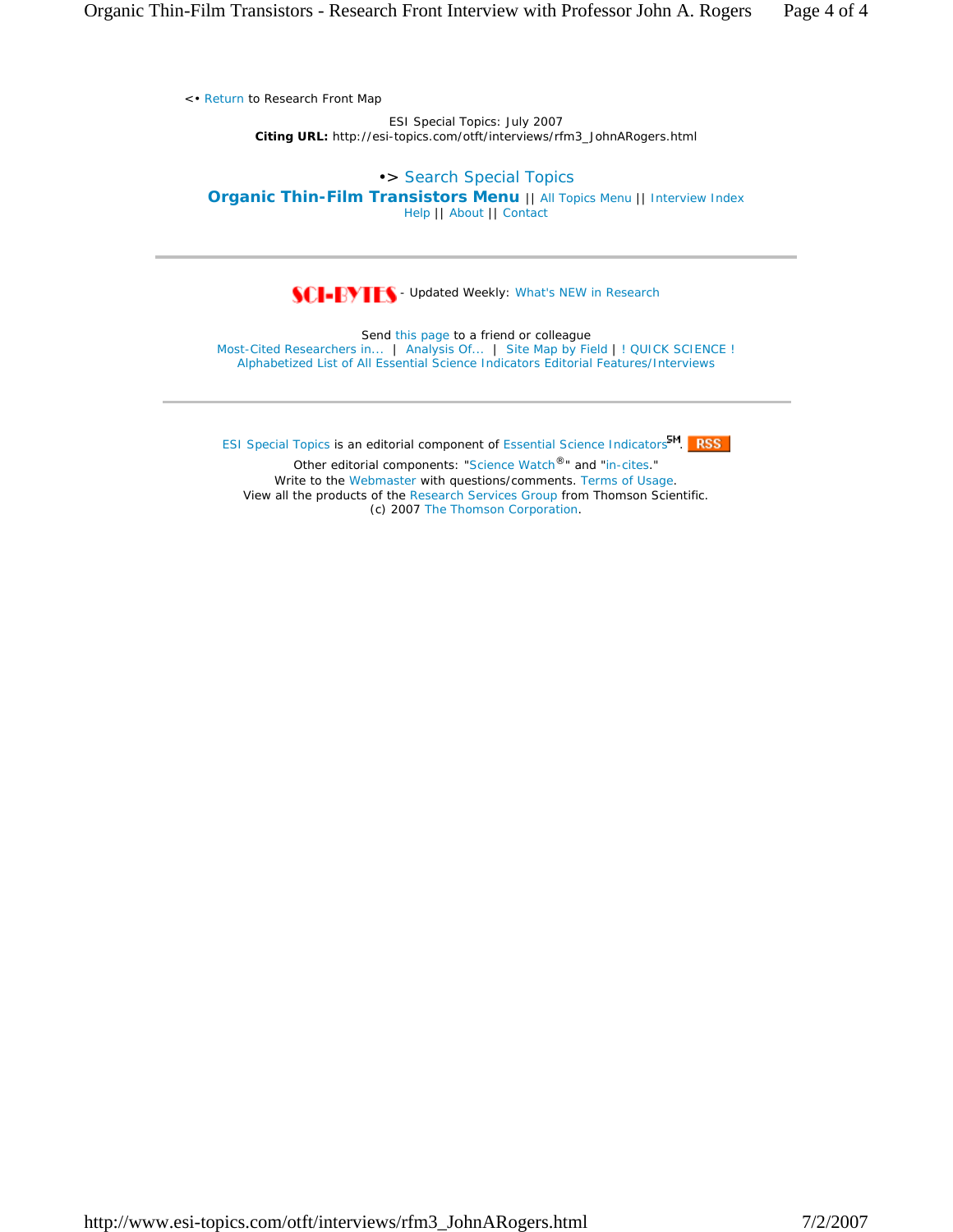<• Return to Research Front Map

ESI Special Topics: July 2007
**Citing URL:** http://esi-topics.com/otft/interviews/rfm3_JohnARogers.html

•> Search Special Topics
**Organic Thin-Film Transistors Menu** || All Topics Menu || Interview Index
Help || About || Contact

---

SCI-BYTES - Updated Weekly: What's NEW in Research

Send this page to a friend or colleague
Most-Cited Researchers in... | Analysis Of... | Site Map by Field | ! QUICK SCIENCE !
Alphabetized List of All Essential Science Indicators Editorial Features/Interviews

---

ESI Special Topics is an editorial component of Essential Science Indicators[SM]. RSS
Other editorial components: "Science Watch®" and "in-cites."
Write to the Webmaster with questions/comments. Terms of Usage.
View all the products of the Research Services Group from Thomson Scientific.
(c) 2007 The Thomson Corporation.